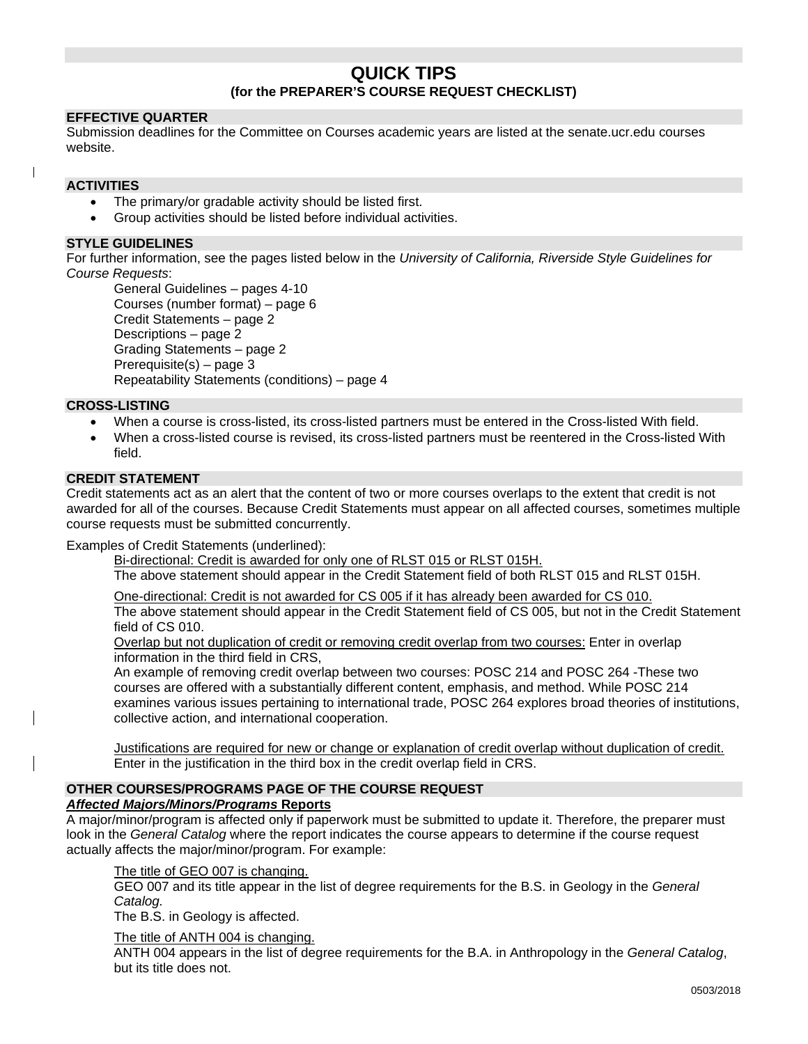# QUICK TIPS

**(for the PREPARER'S COURSE REQUEST CHECKLIST)**

## EFFECTIVE QUARTER

Submission deadlines for the Committee on Courses academic years are listed at the senate.ucr.edu courses website.

## ACTIVITIES

- The primary/or gradable activity should be listed first.
- Group activities should be listed before individual activities.

## STYLE GUIDELINES

For further information, see the pages listed below in the *University of California, Riverside Style Guidelines for Course Requests*:

General Guidelines – pages 4-10
Courses (number format) – page 6
Credit Statements – page 2
Descriptions – page 2
Grading Statements – page 2
Prerequisite(s) – page 3
Repeatability Statements (conditions) – page 4

## CROSS-LISTING

- When a course is cross-listed, its cross-listed partners must be entered in the Cross-listed With field.
- When a cross-listed course is revised, its cross-listed partners must be reentered in the Cross-listed With field.

## CREDIT STATEMENT

Credit statements act as an alert that the content of two or more courses overlaps to the extent that credit is not awarded for all of the courses. Because Credit Statements must appear on all affected courses, sometimes multiple course requests must be submitted concurrently.

Examples of Credit Statements (underlined):

<u>Bi-directional: Credit is awarded for only one of RLST 015 or RLST 015H.</u>
The above statement should appear in the Credit Statement field of both RLST 015 and RLST 015H.

<u>One-directional: Credit is not awarded for CS 005 if it has already been awarded for CS 010.</u>
The above statement should appear in the Credit Statement field of CS 005, but not in the Credit Statement field of CS 010.
<u>Overlap but not duplication of credit or removing credit overlap from two courses:</u> Enter in overlap information in the third field in CRS,
An example of removing credit overlap between two courses: POSC 214 and POSC 264 -These two courses are offered with a substantially different content, emphasis, and method. While POSC 214 examines various issues pertaining to international trade, POSC 264 explores broad theories of institutions, collective action, and international cooperation.

<u>Justifications are required for new or change or explanation of credit overlap without duplication of credit.</u>
Enter in the justification in the third box in the credit overlap field in CRS.

## OTHER COURSES/PROGRAMS PAGE OF THE COURSE REQUEST

***Affected Majors/Minors/Programs* Reports**

A major/minor/program is affected only if paperwork must be submitted to update it. Therefore, the preparer must look in the *General Catalog* where the report indicates the course appears to determine if the course request actually affects the major/minor/program. For example:

<u>The title of GEO 007 is changing.</u>
GEO 007 and its title appear in the list of degree requirements for the B.S. in Geology in the *General Catalog.*
The B.S. in Geology is affected.

<u>The title of ANTH 004 is changing.</u>
ANTH 004 appears in the list of degree requirements for the B.A. in Anthropology in the *General Catalog*, but its title does not.

0503/2018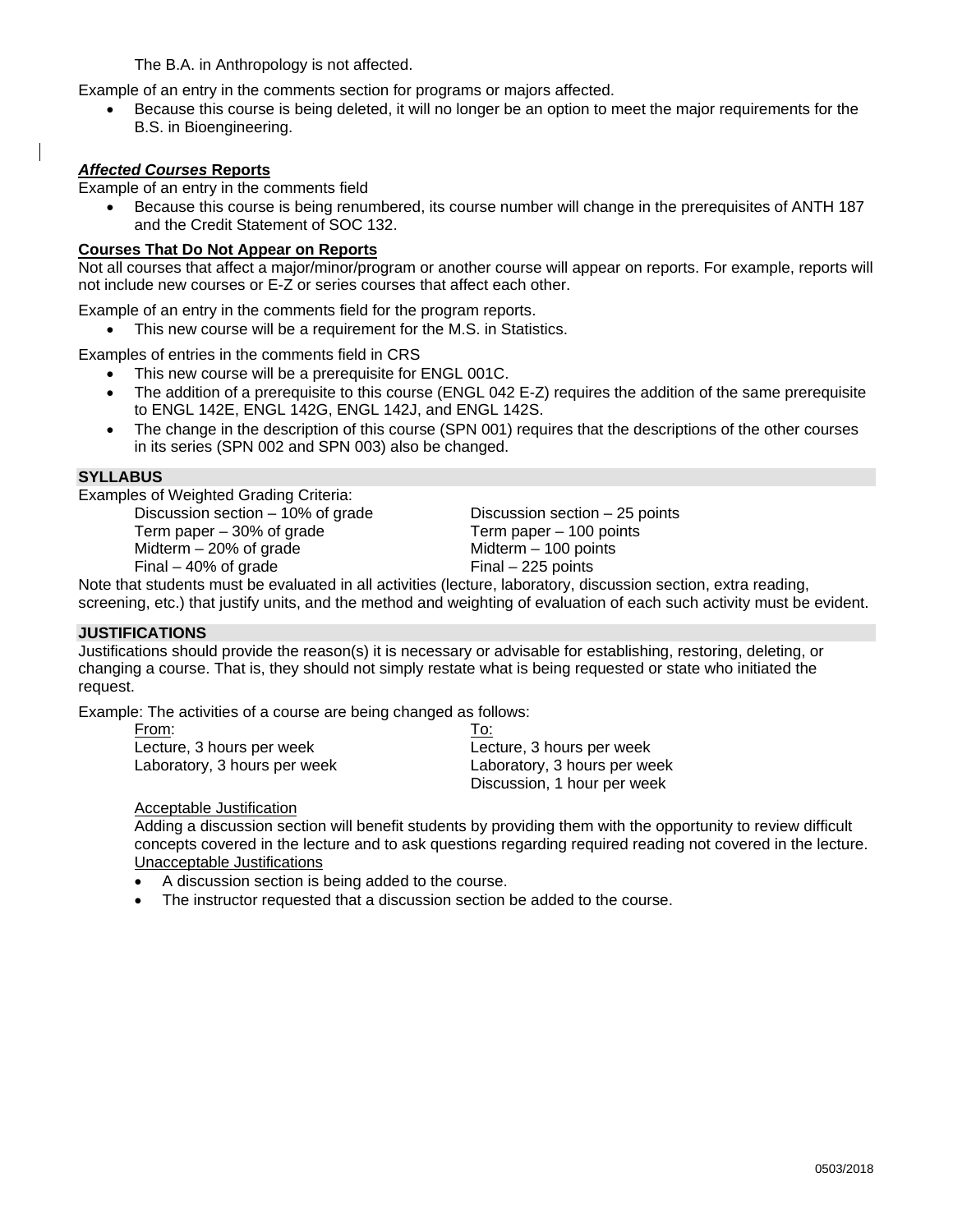The B.A. in Anthropology is not affected.

Example of an entry in the comments section for programs or majors affected.

- Because this course is being deleted, it will no longer be an option to meet the major requirements for the B.S. in Bioengineering.

### ***Affected Courses*** **Reports**

Example of an entry in the comments field

- Because this course is being renumbered, its course number will change in the prerequisites of ANTH 187 and the Credit Statement of SOC 132.

### Courses That Do Not Appear on Reports

Not all courses that affect a major/minor/program or another course will appear on reports. For example, reports will not include new courses or E-Z or series courses that affect each other.

Example of an entry in the comments field for the program reports.

- This new course will be a requirement for the M.S. in Statistics.

Examples of entries in the comments field in CRS

- This new course will be a prerequisite for ENGL 001C.
- The addition of a prerequisite to this course (ENGL 042 E-Z) requires the addition of the same prerequisite to ENGL 142E, ENGL 142G, ENGL 142J, and ENGL 142S.
- The change in the description of this course (SPN 001) requires that the descriptions of the other courses in its series (SPN 002 and SPN 003) also be changed.

## SYLLABUS

Examples of Weighted Grading Criteria:

| | |
|---|---|
| Discussion section – 10% of grade | Discussion section – 25 points |
| Term paper – 30% of grade | Term paper – 100 points |
| Midterm – 20% of grade | Midterm – 100 points |
| Final – 40% of grade | Final – 225 points |

Note that students must be evaluated in all activities (lecture, laboratory, discussion section, extra reading, screening, etc.) that justify units, and the method and weighting of evaluation of each such activity must be evident.

## JUSTIFICATIONS

Justifications should provide the reason(s) it is necessary or advisable for establishing, restoring, deleting, or changing a course. That is, they should not simply restate what is being requested or state who initiated the request.

Example: The activities of a course are being changed as follows:

| From: | To: |
|---|---|
| Lecture, 3 hours per week | Lecture, 3 hours per week |
| Laboratory, 3 hours per week | Laboratory, 3 hours per week |
| | Discussion, 1 hour per week |

Acceptable Justification

Adding a discussion section will benefit students by providing them with the opportunity to review difficult concepts covered in the lecture and to ask questions regarding required reading not covered in the lecture.

Unacceptable Justifications

- A discussion section is being added to the course.
- The instructor requested that a discussion section be added to the course.